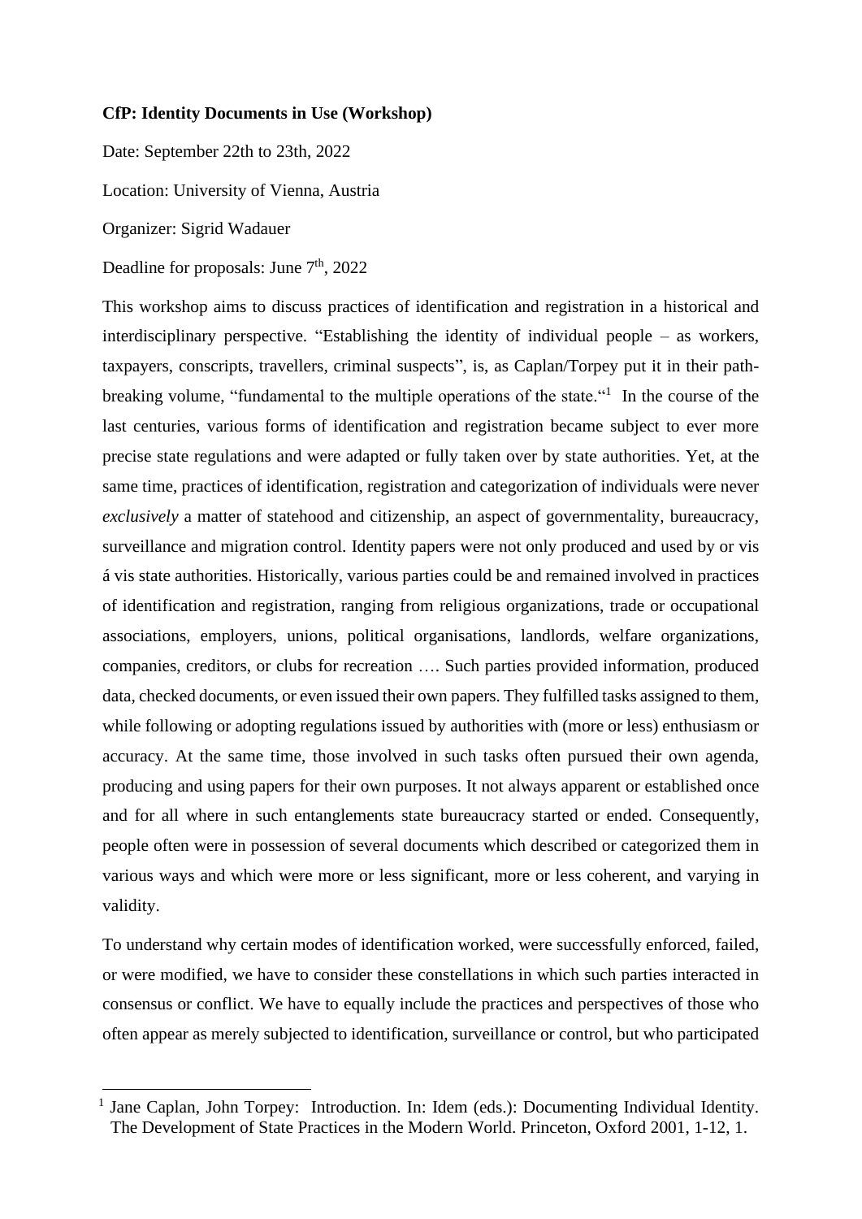**CfP: Identity Documents in Use (Workshop)**

Date: September 22th to 23th, 2022

Location: University of Vienna, Austria

Organizer: Sigrid Wadauer

Deadline for proposals: June 7th, 2022

This workshop aims to discuss practices of identification and registration in a historical and interdisciplinary perspective. "Establishing the identity of individual people – as workers, taxpayers, conscripts, travellers, criminal suspects", is, as Caplan/Torpey put it in their path-breaking volume, "fundamental to the multiple operations of the state."[1] In the course of the last centuries, various forms of identification and registration became subject to ever more precise state regulations and were adapted or fully taken over by state authorities. Yet, at the same time, practices of identification, registration and categorization of individuals were never *exclusively* a matter of statehood and citizenship, an aspect of governmentality, bureaucracy, surveillance and migration control. Identity papers were not only produced and used by or vis á vis state authorities. Historically, various parties could be and remained involved in practices of identification and registration, ranging from religious organizations, trade or occupational associations, employers, unions, political organisations, landlords, welfare organizations, companies, creditors, or clubs for recreation …. Such parties provided information, produced data, checked documents, or even issued their own papers. They fulfilled tasks assigned to them, while following or adopting regulations issued by authorities with (more or less) enthusiasm or accuracy. At the same time, those involved in such tasks often pursued their own agenda, producing and using papers for their own purposes. It not always apparent or established once and for all where in such entanglements state bureaucracy started or ended. Consequently, people often were in possession of several documents which described or categorized them in various ways and which were more or less significant, more or less coherent, and varying in validity.

To understand why certain modes of identification worked, were successfully enforced, failed, or were modified, we have to consider these constellations in which such parties interacted in consensus or conflict. We have to equally include the practices and perspectives of those who often appear as merely subjected to identification, surveillance or control, but who participated

[1] Jane Caplan, John Torpey: Introduction. In: Idem (eds.): Documenting Individual Identity. The Development of State Practices in the Modern World. Princeton, Oxford 2001, 1-12, 1.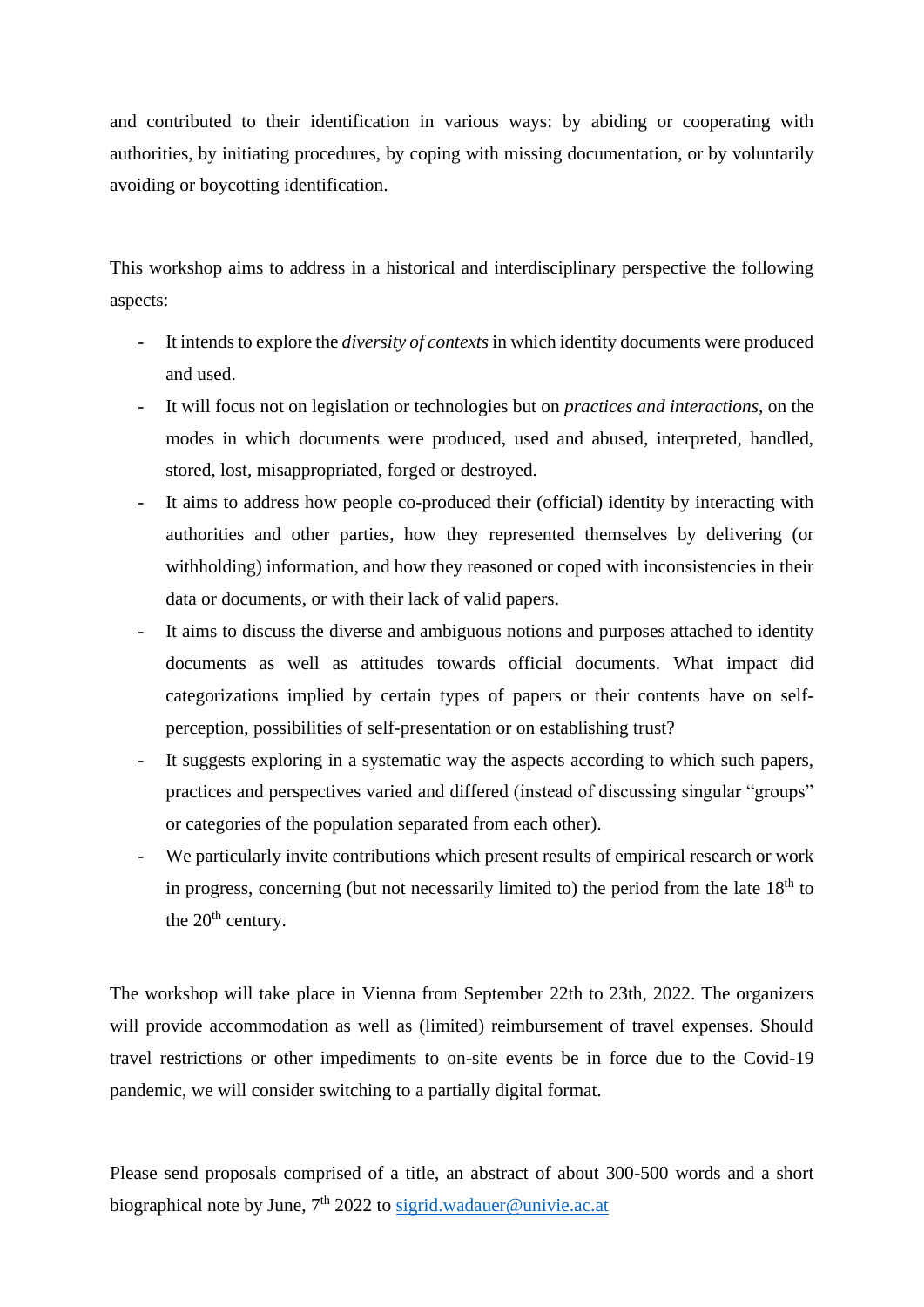and contributed to their identification in various ways: by abiding or cooperating with authorities, by initiating procedures, by coping with missing documentation, or by voluntarily avoiding or boycotting identification.

This workshop aims to address in a historical and interdisciplinary perspective the following aspects:

- It intends to explore the *diversity of contexts* in which identity documents were produced and used.
- It will focus not on legislation or technologies but on *practices and interactions*, on the modes in which documents were produced, used and abused, interpreted, handled, stored, lost, misappropriated, forged or destroyed.
- It aims to address how people co-produced their (official) identity by interacting with authorities and other parties, how they represented themselves by delivering (or withholding) information, and how they reasoned or coped with inconsistencies in their data or documents, or with their lack of valid papers.
- It aims to discuss the diverse and ambiguous notions and purposes attached to identity documents as well as attitudes towards official documents. What impact did categorizations implied by certain types of papers or their contents have on self-perception, possibilities of self-presentation or on establishing trust?
- It suggests exploring in a systematic way the aspects according to which such papers, practices and perspectives varied and differed (instead of discussing singular "groups" or categories of the population separated from each other).
- We particularly invite contributions which present results of empirical research or work in progress, concerning (but not necessarily limited to) the period from the late 18th to the 20th century.

The workshop will take place in Vienna from September 22th to 23th, 2022. The organizers will provide accommodation as well as (limited) reimbursement of travel expenses. Should travel restrictions or other impediments to on-site events be in force due to the Covid-19 pandemic, we will consider switching to a partially digital format.

Please send proposals comprised of a title, an abstract of about 300-500 words and a short biographical note by June, 7th 2022 to sigrid.wadauer@univie.ac.at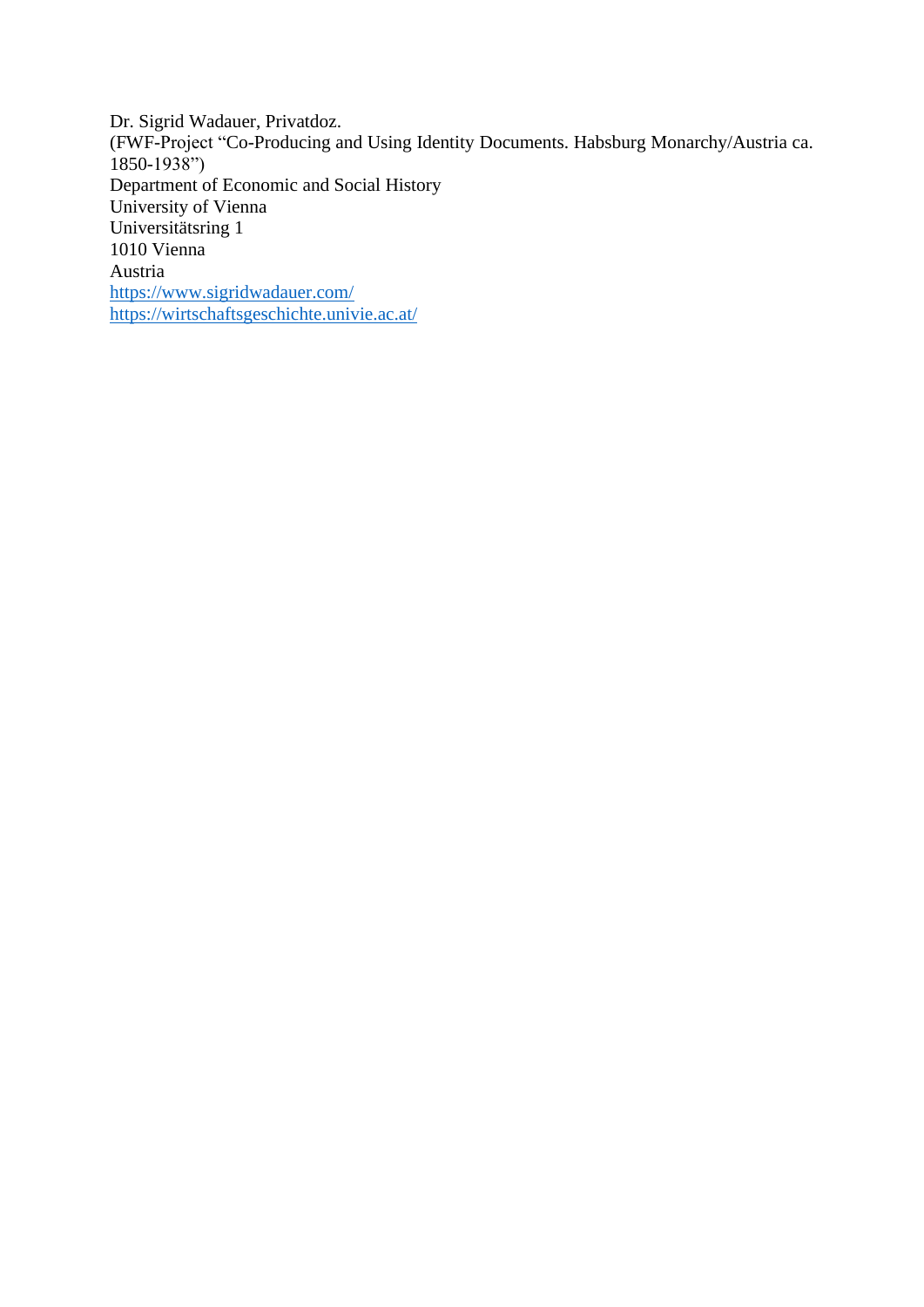Dr. Sigrid Wadauer, Privatdoz.
(FWF-Project "Co-Producing and Using Identity Documents. Habsburg Monarchy/Austria ca. 1850-1938")
Department of Economic and Social History
University of Vienna
Universitätsring 1
1010 Vienna
Austria
https://www.sigridwadauer.com/
https://wirtschaftsgeschichte.univie.ac.at/